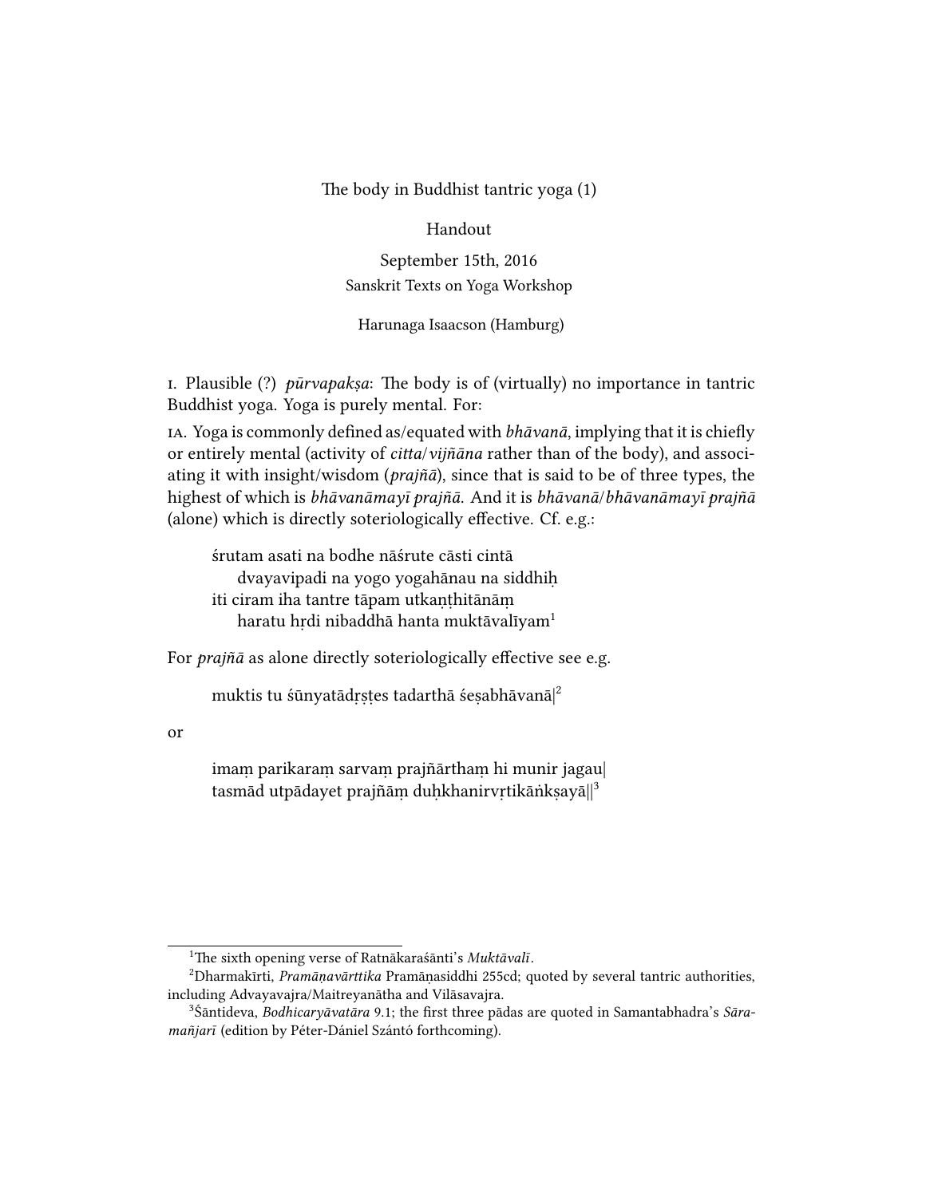The body in Buddhist tantric yoga (1)

Handout

September 15th, 2016

Sanskrit Texts on Yoga Workshop

Harunaga Isaacson (Hamburg)

I. Plausible (?) *pūrvapakṣa*: The body is of (virtually) no importance in tantric Buddhist yoga. Yoga is purely mental. For:

IA. Yoga is commonly defined as/equated with *bhāvanā*, implying that it is chiefly or entirely mental (activity of *citta*/*vijñāna* rather than of the body), and associating it with insight/wisdom (*prajñā*), since that is said to be of three types, the highest of which is *bhāvanāmayī prajñā*. And it is *bhāvanā*/*bhāvanāmayī prajñā* (alone) which is directly soteriologically effective. Cf. e.g.:

> śrutam asati na bodhe nāśrute cāsti cintā
> dvayavipadi na yogo yogahānau na siddhiḥ
> iti ciram iha tantre tāpam utkaṇṭhitānāṃ
> haratu hṛdi nibaddhā hanta muktāvalīyam[1]

For *prajñā* as alone directly soteriologically effective see e.g.

> muktis tu śūnyatādṛṣṭes tadarthā śeṣabhāvanā|[2]

or

> imaṃ parikaraṃ sarvaṃ prajñārthaṃ hi munir jagau|
> tasmād utpādayet prajñāṃ duḥkhanirvṛtikāṅkṣayā||[3]

---

[1] The sixth opening verse of Ratnākaraśānti's *Muktāvalī*.

[2] Dharmakīrti, *Pramāṇavārttika* Pramāṇasiddhi 255cd; quoted by several tantric authorities, including Advayavajra/Maitreyanātha and Vilāsavajra.

[3] Śāntideva, *Bodhicaryāvatāra* 9.1; the first three pādas are quoted in Samantabhadra's *Sāramañjarī* (edition by Péter-Dániel Szántó forthcoming).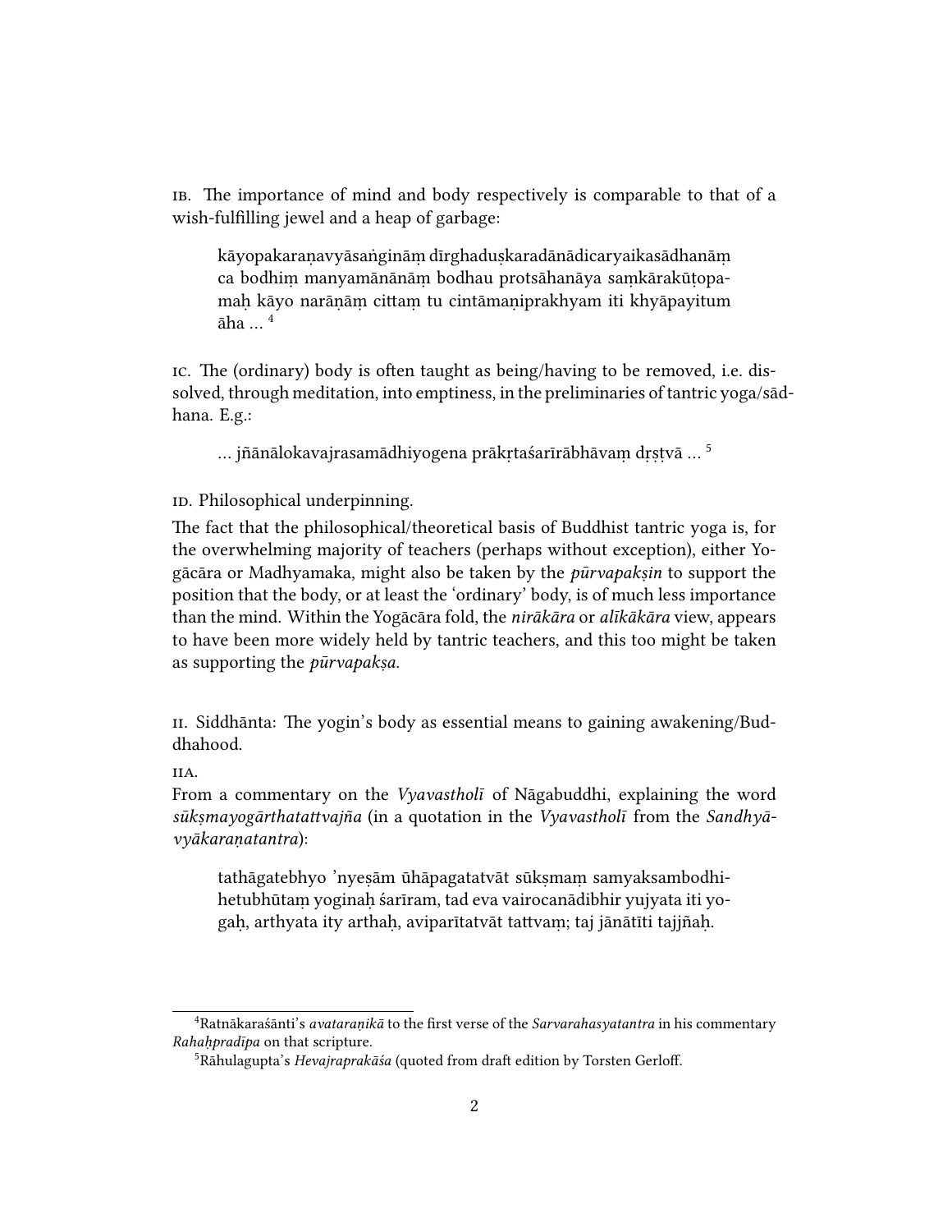IB. The importance of mind and body respectively is comparable to that of a wish-fulfilling jewel and a heap of garbage:

> kāyopakaraṇavyāsaṅgināṃ dīrghaduṣkaradānādicaryaikasādhanāṃ ca bodhiṃ manyamānānāṃ bodhau protsāhanāya saṃkārakūṭopamaḥ kāyo narāṇāṃ cittaṃ tu cintāmaṇiprakhyam iti khyāpayitum āha … [4]

IC. The (ordinary) body is often taught as being/having to be removed, i.e. dissolved, through meditation, into emptiness, in the preliminaries of tantric yoga/sādhana. E.g.:

> … jñānālokavajrasamādhiyogena prākṛtaśarīrābhāvaṃ dṛṣṭvā … [5]

ID. Philosophical underpinning.

The fact that the philosophical/theoretical basis of Buddhist tantric yoga is, for the overwhelming majority of teachers (perhaps without exception), either Yogācāra or Madhyamaka, might also be taken by the *pūrvapakṣin* to support the position that the body, or at least the 'ordinary' body, is of much less importance than the mind. Within the Yogācāra fold, the *nirākāra* or *alīkākāra* view, appears to have been more widely held by tantric teachers, and this too might be taken as supporting the *pūrvapakṣa*.

II. Siddhānta: The yogin's body as essential means to gaining awakening/Buddhahood.

IIA.

From a commentary on the *Vyavastholī* of Nāgabuddhi, explaining the word *sūkṣmayogārthatattvajña* (in a quotation in the *Vyavastholī* from the *Sandhyāvyākaraṇatantra*):

> tathāgatebhyo 'nyeṣām ūhāpagatatvāt sūkṣmaṃ samyaksambodhihetubhūtaṃ yoginaḥ śarīram, tad eva vairocanādibhir yujyata iti yogaḥ, arthyata ity arthaḥ, aviparītatvāt tattvaṃ; taj jānātīti tajjñaḥ.

---

[4] Ratnākaraśānti's *avataraṇikā* to the first verse of the *Sarvarahasyatantra* in his commentary *Rahaḥpradīpa* on that scripture.

[5] Rāhulagupta's *Hevajraprakāśa* (quoted from draft edition by Torsten Gerloff.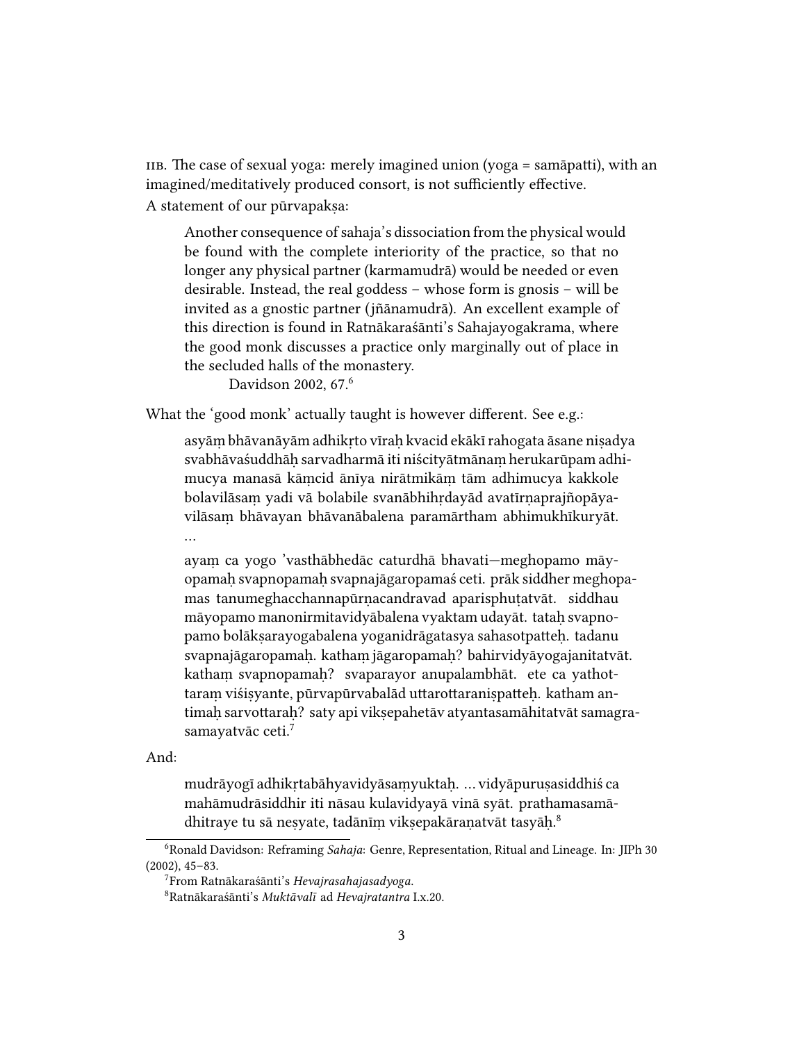IIB. The case of sexual yoga: merely imagined union (yoga = samāpatti), with an imagined/meditatively produced consort, is not sufficiently effective.

A statement of our pūrvapakṣa:

> Another consequence of sahaja's dissociation from the physical would be found with the complete interiority of the practice, so that no longer any physical partner (karmamudrā) would be needed or even desirable. Instead, the real goddess – whose form is gnosis – will be invited as a gnostic partner (jñānamudrā). An excellent example of this direction is found in Ratnākaraśānti's Sahajayogakrama, where the good monk discusses a practice only marginally out of place in the secluded halls of the monastery.
>
> Davidson 2002, 67.[6]

What the 'good monk' actually taught is however different. See e.g.:

> asyāṃ bhāvanāyām adhikṛto vīraḥ kvacid ekākī rahogata āsane niṣadya svabhāvaśuddhāḥ sarvadharmā iti niścityātmānaṃ herukarūpam adhimucya manasā kāṃcid ānīya nirātmikāṃ tām adhimucya kakkole bolavilāsaṃ yadi vā bolabile svanābhihṛdayād avatīrṇaprajñopāyavilāsaṃ bhāvayan bhāvanābalena paramārtham abhimukhīkuryāt. ...
>
> ayaṃ ca yogo 'vasthābhedāc caturdhā bhavati—meghopamo māyopamaḥ svapnopamaḥ svapnajāgaropamaś ceti. prāk siddher meghopamas tanumeghacchannapūrṇacandravad aparisphuṭatvāt. siddhau māyopamo manonirmitavidyābalena vyaktam udayāt. tataḥ svapnopamo bolākṣarayogabalena yoganidrāgatasya sahasotpatteḥ. tadanu svapnajāgaropamaḥ. kathaṃ jāgaropamaḥ? bahirvidyāyogajanitatvāt. kathaṃ svapnopamaḥ? svaparayor anupalambhāt. ete ca yathottaraṃ viśiṣyante, pūrvapūrvabalād uttarottaraniṣpatteḥ. katham antimaḥ sarvottaraḥ? saty api vikṣepahetāv atyantasamāhitatvāt samagrasamayatvāc ceti.[7]

And:

> mudrāyogī adhikṛtabāhyavidyāsaṃyuktaḥ. ... vidyāpuruṣasiddhiś ca mahāmudrāsiddhir iti nāsau kulavidyayā vinā syāt. prathamasamādhitraye tu sā neṣyate, tadānīṃ vikṣepakāraṇatvāt tasyāḥ.[8]

---

[6] Ronald Davidson: Reframing *Sahaja*: Genre, Representation, Ritual and Lineage. In: JIPh 30 (2002), 45–83.

[7] From Ratnākaraśānti's *Hevajrasahajasadyoga*.

[8] Ratnākaraśānti's *Muktāvalī* ad *Hevajratantra* I.x.20.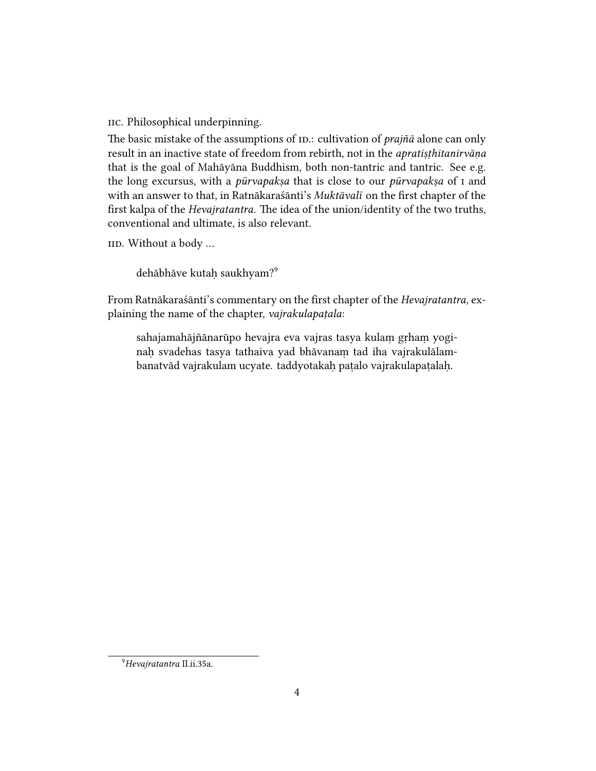IIC. Philosophical underpinning.

The basic mistake of the assumptions of ID.: cultivation of *prajñā* alone can only result in an inactive state of freedom from rebirth, not in the *apratiṣṭhitanirvāṇa* that is the goal of Mahāyāna Buddhism, both non-tantric and tantric. See e.g. the long excursus, with a *pūrvapakṣa* that is close to our *pūrvapakṣa* of I and with an answer to that, in Ratnākaraśānti's *Muktāvalī* on the first chapter of the first kalpa of the *Hevajratantra*. The idea of the union/identity of the two truths, conventional and ultimate, is also relevant.

IID. Without a body ...

> dehābhāve kutaḥ saukhyam?[9]

From Ratnākaraśānti's commentary on the first chapter of the *Hevajratantra*, explaining the name of the chapter, *vajrakulapaṭala*:

> sahajamahājñānarūpo hevajra eva vajras tasya kulaṃ gṛhaṃ yoginaḥ svadehas tasya tathaiva yad bhāvanaṃ tad iha vajrakulālambanatvād vajrakulam ucyate. taddyotakaḥ paṭalo vajrakulapaṭalaḥ.

[9] *Hevajratantra* II.ii.35a.